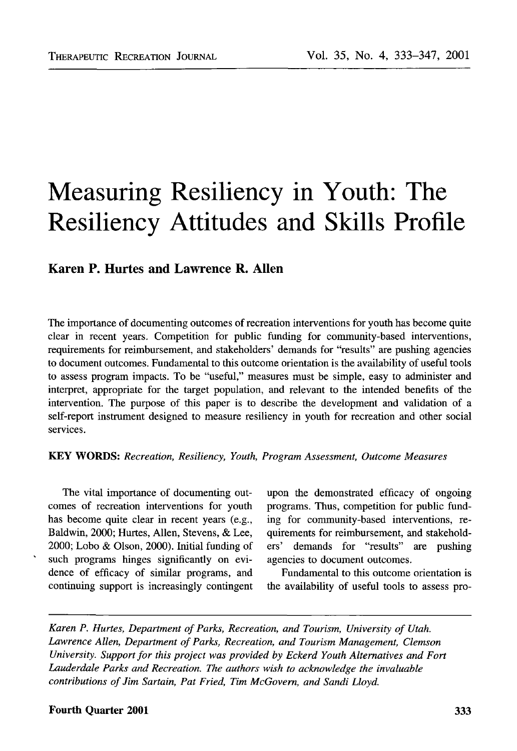# Measuring Resiliency in Youth: The Resiliency Attitudes and Skills Profile

**Karen P. Hurtes and Lawrence R. Allen**

The importance of documenting outcomes of recreation interventions for youth has become quite clear in recent years. Competition for public funding for community-based interventions, requirements for reimbursement, and stakeholders' demands for "results" are pushing agencies to document outcomes. Fundamental to this outcome orientation is the availability of useful tools to assess program impacts. To be "useful," measures must be simple, easy to administer and interpret, appropriate for the target population, and relevant to the intended benefits of the intervention. The purpose of this paper is to describe the development and validation of a self-report instrument designed to measure resiliency in youth for recreation and other social services.

**KEY WORDS:** *Recreation, Resiliency, Youth, Program Assessment, Outcome Measures*

The vital importance of documenting outcomes of recreation interventions for youth has become quite clear in recent years (e.g., Baldwin, 2000; Hurtes, Allen, Stevens, & Lee, 2000; Lobo & Olson, 2000). Initial funding of such programs hinges significantly on evidence of efficacy of similar programs, and continuing support is increasingly contingent upon the demonstrated efficacy of ongoing programs. Thus, competition for public funding for community-based interventions, requirements for reimbursement, and stakeholders' demands for "results" are pushing agencies to document outcomes.

Fundamental to this outcome orientation is the availability of useful tools to assess pro-

*Karen P. Hurtes, Department of Parks, Recreation, and Tourism, University of Utah. Lawrence Allen, Department of Parks, Recreation, and Tourism Management, Clemson University. Support for this project was provided by Eckerd Youth Alternatives and Fort Lauderdale Parks and Recreation. The authors wish to acknowledge the invaluable contributions of Jim Sartain, Pat Fried, Tim McGovern, and Sandi Lloyd.*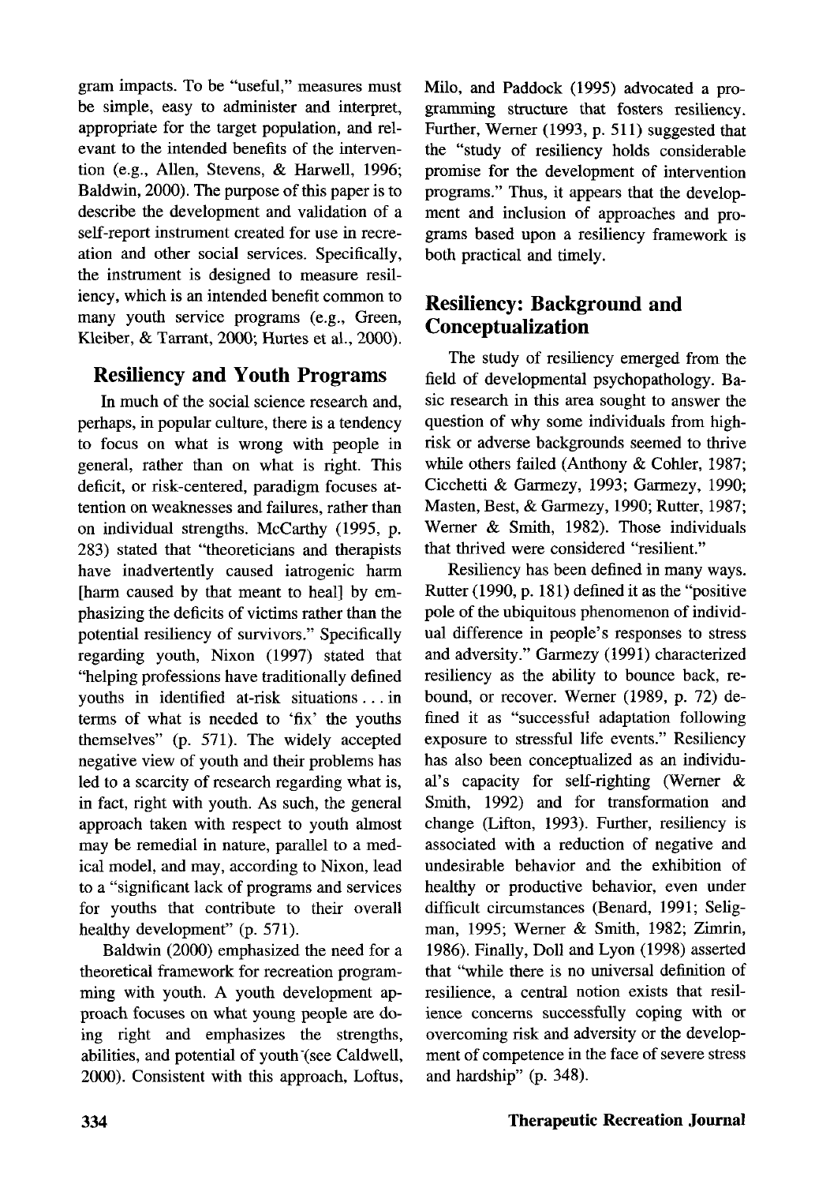gram impacts. To be "useful," measures must be simple, easy to administer and interpret, appropriate for the target population, and relevant to the intended benefits of the intervention (e.g., Allen, Stevens, & Harwell, 1996; Baldwin, 2000). The purpose of this paper is to describe the development and validation of a self-report instrument created for use in recreation and other social services. Specifically, the instrument is designed to measure resiliency, which is an intended benefit common to many youth service programs (e.g., Green, Kleiber, & Tarrant, 2000; Hurtes et al., 2000).

## Resiliency and Youth Programs

In much of the social science research and, perhaps, in popular culture, there is a tendency to focus on what is wrong with people in general, rather than on what is right. This deficit, or risk-centered, paradigm focuses attention on weaknesses and failures, rather than on individual strengths. McCarthy (1995, p. 283) stated that "theoreticians and therapists have inadvertently caused iatrogenic harm [harm caused by that meant to heal] by emphasizing the deficits of victims rather than the potential resiliency of survivors." Specifically regarding youth, Nixon (1997) stated that "helping professions have traditionally defined youths in identified at-risk situations . . . in terms of what is needed to 'fix' the youths themselves" (p. 571). The widely accepted negative view of youth and their problems has led to a scarcity of research regarding what is, in fact, right with youth. As such, the general approach taken with respect to youth almost may be remedial in nature, parallel to a medical model, and may, according to Nixon, lead to a "significant lack of programs and services for youths that contribute to their overall healthy development" (p. 571).

Baldwin (2000) emphasized the need for a theoretical framework for recreation programming with youth. A youth development approach focuses on what young people are doing right and emphasizes the strengths, abilities, and potential of youth (see Caldwell, 2000). Consistent with this approach, Loftus, Milo, and Paddock (1995) advocated a programming structure that fosters resiliency. Further, Werner (1993, p. 511) suggested that the "study of resiliency holds considerable promise for the development of intervention programs." Thus, it appears that the development and inclusion of approaches and programs based upon a resiliency framework is both practical and timely.

## Resiliency: Background and Conceptualization

The study of resiliency emerged from the field of developmental psychopathology. Basic research in this area sought to answer the question of why some individuals from high-risk or adverse backgrounds seemed to thrive while others failed (Anthony & Cohler, 1987; Cicchetti & Garmezy, 1993; Garmezy, 1990; Masten, Best, & Garmezy, 1990; Rutter, 1987; Werner & Smith, 1982). Those individuals that thrived were considered "resilient."

Resiliency has been defined in many ways. Rutter (1990, p. 181) defined it as the "positive pole of the ubiquitous phenomenon of individual difference in people's responses to stress and adversity." Garmezy (1991) characterized resiliency as the ability to bounce back, rebound, or recover. Werner (1989, p. 72) defined it as "successful adaptation following exposure to stressful life events." Resiliency has also been conceptualized as an individual's capacity for self-righting (Werner & Smith, 1992) and for transformation and change (Lifton, 1993). Further, resiliency is associated with a reduction of negative and undesirable behavior and the exhibition of healthy or productive behavior, even under difficult circumstances (Benard, 1991; Seligman, 1995; Werner & Smith, 1982; Zimrin, 1986). Finally, Doll and Lyon (1998) asserted that "while there is no universal definition of resilience, a central notion exists that resilience concerns successfully coping with or overcoming risk and adversity or the development of competence in the face of severe stress and hardship" (p. 348).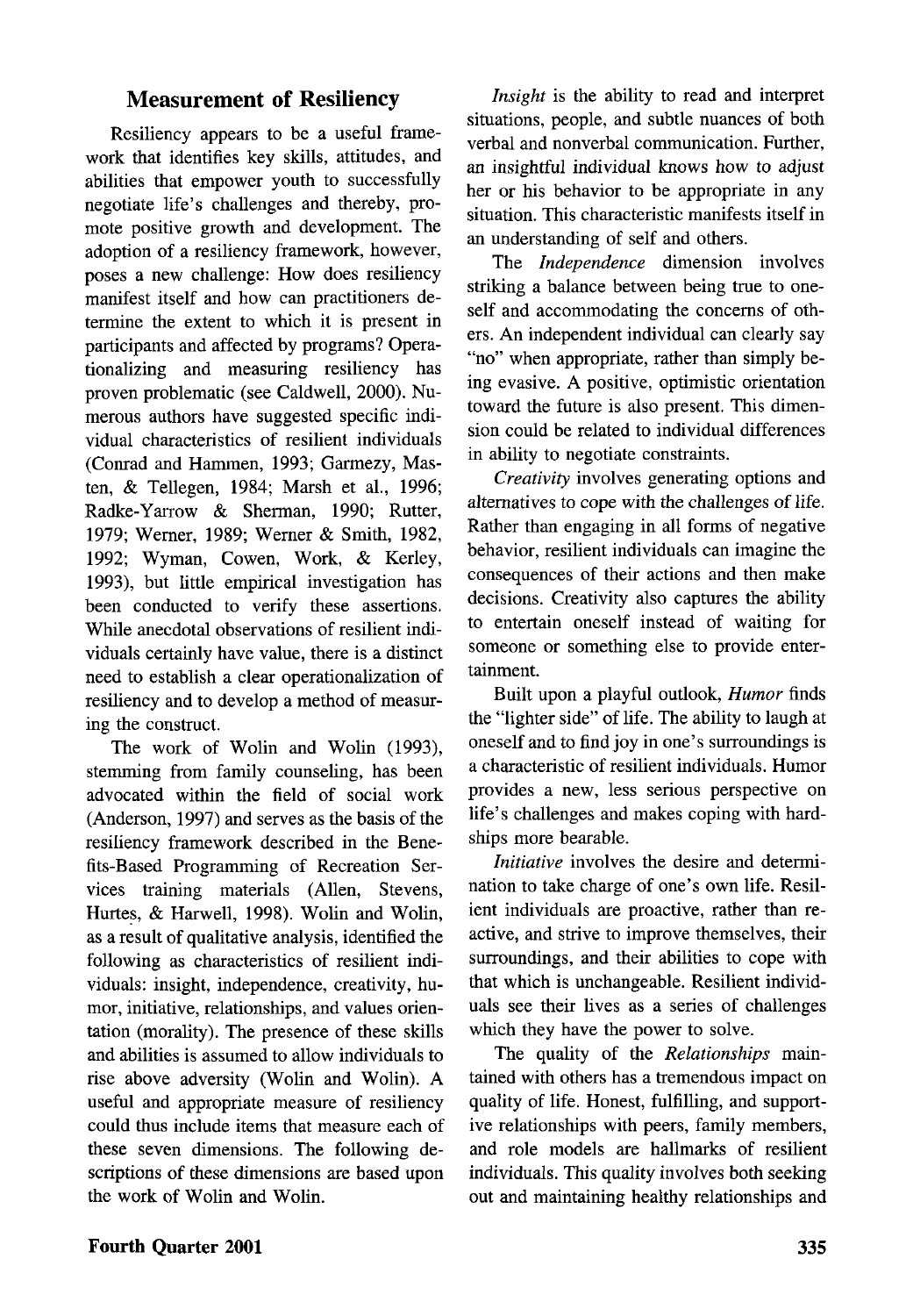## Measurement of Resiliency

Resiliency appears to be a useful framework that identifies key skills, attitudes, and abilities that empower youth to successfully negotiate life's challenges and thereby, promote positive growth and development. The adoption of a resiliency framework, however, poses a new challenge: How does resiliency manifest itself and how can practitioners determine the extent to which it is present in participants and affected by programs? Operationalizing and measuring resiliency has proven problematic (see Caldwell, 2000). Numerous authors have suggested specific individual characteristics of resilient individuals (Conrad and Hammen, 1993; Garmezy, Masten, & Tellegen, 1984; Marsh et al., 1996; Radke-Yarrow & Sherman, 1990; Rutter, 1979; Werner, 1989; Werner & Smith, 1982, 1992; Wyman, Cowen, Work, & Kerley, 1993), but little empirical investigation has been conducted to verify these assertions. While anecdotal observations of resilient individuals certainly have value, there is a distinct need to establish a clear operationalization of resiliency and to develop a method of measuring the construct.

The work of Wolin and Wolin (1993), stemming from family counseling, has been advocated within the field of social work (Anderson, 1997) and serves as the basis of the resiliency framework described in the Benefits-Based Programming of Recreation Services training materials (Allen, Stevens, Hurtes, & Harwell, 1998). Wolin and Wolin, as a result of qualitative analysis, identified the following as characteristics of resilient individuals: insight, independence, creativity, humor, initiative, relationships, and values orientation (morality). The presence of these skills and abilities is assumed to allow individuals to rise above adversity (Wolin and Wolin). A useful and appropriate measure of resiliency could thus include items that measure each of these seven dimensions. The following descriptions of these dimensions are based upon the work of Wolin and Wolin.

*Insight* is the ability to read and interpret situations, people, and subtle nuances of both verbal and nonverbal communication. Further, an insightful individual knows how to adjust her or his behavior to be appropriate in any situation. This characteristic manifests itself in an understanding of self and others.

The *Independence* dimension involves striking a balance between being true to oneself and accommodating the concerns of others. An independent individual can clearly say "no" when appropriate, rather than simply being evasive. A positive, optimistic orientation toward the future is also present. This dimension could be related to individual differences in ability to negotiate constraints.

*Creativity* involves generating options and alternatives to cope with the challenges of life. Rather than engaging in all forms of negative behavior, resilient individuals can imagine the consequences of their actions and then make decisions. Creativity also captures the ability to entertain oneself instead of waiting for someone or something else to provide entertainment.

Built upon a playful outlook, *Humor* finds the "lighter side" of life. The ability to laugh at oneself and to find joy in one's surroundings is a characteristic of resilient individuals. Humor provides a new, less serious perspective on life's challenges and makes coping with hardships more bearable.

*Initiative* involves the desire and determination to take charge of one's own life. Resilient individuals are proactive, rather than reactive, and strive to improve themselves, their surroundings, and their abilities to cope with that which is unchangeable. Resilient individuals see their lives as a series of challenges which they have the power to solve.

The quality of the *Relationships* maintained with others has a tremendous impact on quality of life. Honest, fulfilling, and supportive relationships with peers, family members, and role models are hallmarks of resilient individuals. This quality involves both seeking out and maintaining healthy relationships and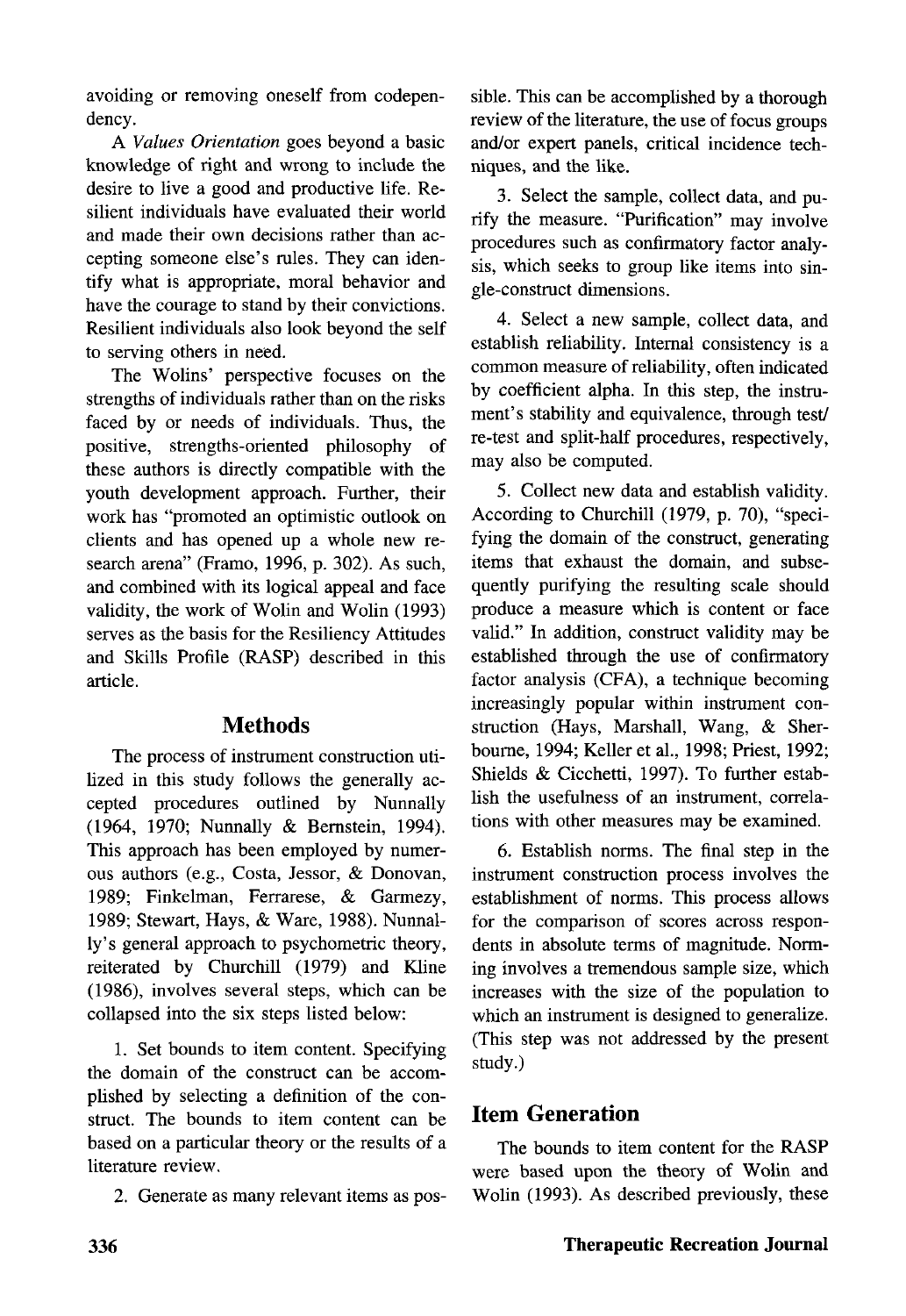avoiding or removing oneself from codependency.

A *Values Orientation* goes beyond a basic knowledge of right and wrong to include the desire to live a good and productive life. Resilient individuals have evaluated their world and made their own decisions rather than accepting someone else's rules. They can identify what is appropriate, moral behavior and have the courage to stand by their convictions. Resilient individuals also look beyond the self to serving others in need.

The Wolins' perspective focuses on the strengths of individuals rather than on the risks faced by or needs of individuals. Thus, the positive, strengths-oriented philosophy of these authors is directly compatible with the youth development approach. Further, their work has "promoted an optimistic outlook on clients and has opened up a whole new research arena" (Framo, 1996, p. 302). As such, and combined with its logical appeal and face validity, the work of Wolin and Wolin (1993) serves as the basis for the Resiliency Attitudes and Skills Profile (RASP) described in this article.

## Methods

The process of instrument construction utilized in this study follows the generally accepted procedures outlined by Nunnally (1964, 1970; Nunnally & Bernstein, 1994). This approach has been employed by numerous authors (e.g., Costa, Jessor, & Donovan, 1989; Finkelman, Ferrarese, & Garmezy, 1989; Stewart, Hays, & Ware, 1988). Nunnally's general approach to psychometric theory, reiterated by Churchill (1979) and Kline (1986), involves several steps, which can be collapsed into the six steps listed below:

1. Set bounds to item content. Specifying the domain of the construct can be accomplished by selecting a definition of the construct. The bounds to item content can be based on a particular theory or the results of a literature review.

2. Generate as many relevant items as possible. This can be accomplished by a thorough review of the literature, the use of focus groups and/or expert panels, critical incidence techniques, and the like.

3. Select the sample, collect data, and purify the measure. "Purification" may involve procedures such as confirmatory factor analysis, which seeks to group like items into single-construct dimensions.

4. Select a new sample, collect data, and establish reliability. Internal consistency is a common measure of reliability, often indicated by coefficient alpha. In this step, the instrument's stability and equivalence, through test/re-test and split-half procedures, respectively, may also be computed.

5. Collect new data and establish validity. According to Churchill (1979, p. 70), "specifying the domain of the construct, generating items that exhaust the domain, and subsequently purifying the resulting scale should produce a measure which is content or face valid." In addition, construct validity may be established through the use of confirmatory factor analysis (CFA), a technique becoming increasingly popular within instrument construction (Hays, Marshall, Wang, & Sherbourne, 1994; Keller et al., 1998; Priest, 1992; Shields & Cicchetti, 1997). To further establish the usefulness of an instrument, correlations with other measures may be examined.

6. Establish norms. The final step in the instrument construction process involves the establishment of norms. This process allows for the comparison of scores across respondents in absolute terms of magnitude. Norming involves a tremendous sample size, which increases with the size of the population to which an instrument is designed to generalize. (This step was not addressed by the present study.)

## Item Generation

The bounds to item content for the RASP were based upon the theory of Wolin and Wolin (1993). As described previously, these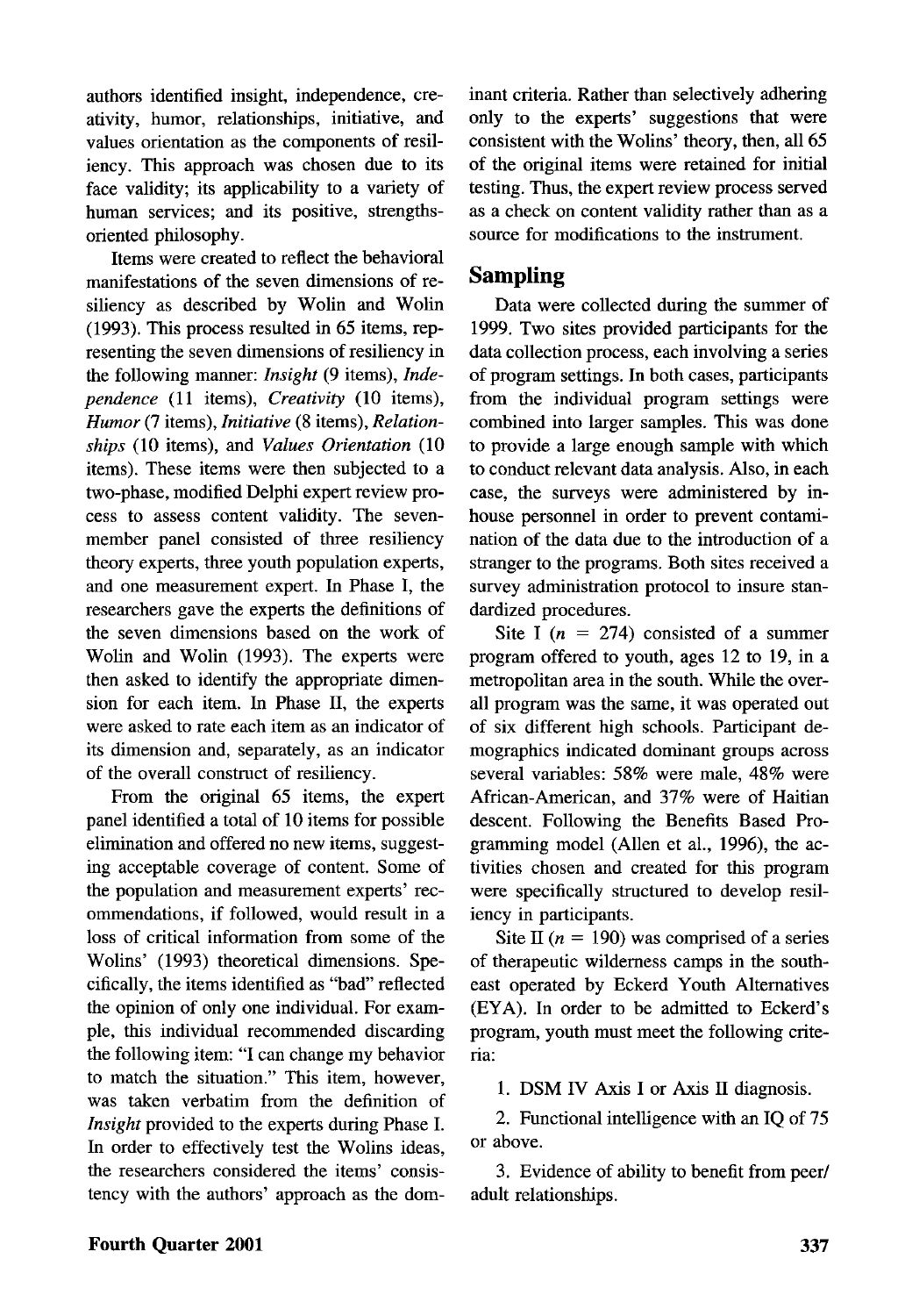authors identified insight, independence, creativity, humor, relationships, initiative, and values orientation as the components of resiliency. This approach was chosen due to its face validity; its applicability to a variety of human services; and its positive, strengths-oriented philosophy.

Items were created to reflect the behavioral manifestations of the seven dimensions of resiliency as described by Wolin and Wolin (1993). This process resulted in 65 items, representing the seven dimensions of resiliency in the following manner: *Insight* (9 items), *Independence* (11 items), *Creativity* (10 items), *Humor* (7 items), *Initiative* (8 items), *Relationships* (10 items), and *Values Orientation* (10 items). These items were then subjected to a two-phase, modified Delphi expert review process to assess content validity. The seven-member panel consisted of three resiliency theory experts, three youth population experts, and one measurement expert. In Phase I, the researchers gave the experts the definitions of the seven dimensions based on the work of Wolin and Wolin (1993). The experts were then asked to identify the appropriate dimension for each item. In Phase II, the experts were asked to rate each item as an indicator of its dimension and, separately, as an indicator of the overall construct of resiliency.

From the original 65 items, the expert panel identified a total of 10 items for possible elimination and offered no new items, suggesting acceptable coverage of content. Some of the population and measurement experts' recommendations, if followed, would result in a loss of critical information from some of the Wolins' (1993) theoretical dimensions. Specifically, the items identified as "bad" reflected the opinion of only one individual. For example, this individual recommended discarding the following item: "I can change my behavior to match the situation." This item, however, was taken verbatim from the definition of *Insight* provided to the experts during Phase I. In order to effectively test the Wolins ideas, the researchers considered the items' consistency with the authors' approach as the dominant criteria. Rather than selectively adhering only to the experts' suggestions that were consistent with the Wolins' theory, then, all 65 of the original items were retained for initial testing. Thus, the expert review process served as a check on content validity rather than as a source for modifications to the instrument.

## Sampling

Data were collected during the summer of 1999. Two sites provided participants for the data collection process, each involving a series of program settings. In both cases, participants from the individual program settings were combined into larger samples. This was done to provide a large enough sample with which to conduct relevant data analysis. Also, in each case, the surveys were administered by in-house personnel in order to prevent contamination of the data due to the introduction of a stranger to the programs. Both sites received a survey administration protocol to insure standardized procedures.

Site I ($n$ = 274) consisted of a summer program offered to youth, ages 12 to 19, in a metropolitan area in the south. While the overall program was the same, it was operated out of six different high schools. Participant demographics indicated dominant groups across several variables: 58% were male, 48% were African-American, and 37% were of Haitian descent. Following the Benefits Based Programming model (Allen et al., 1996), the activities chosen and created for this program were specifically structured to develop resiliency in participants.

Site II ($n$ = 190) was comprised of a series of therapeutic wilderness camps in the southeast operated by Eckerd Youth Alternatives (EYA). In order to be admitted to Eckerd's program, youth must meet the following criteria:

1. DSM IV Axis I or Axis II diagnosis.

2. Functional intelligence with an IQ of 75 or above.

3. Evidence of ability to benefit from peer/adult relationships.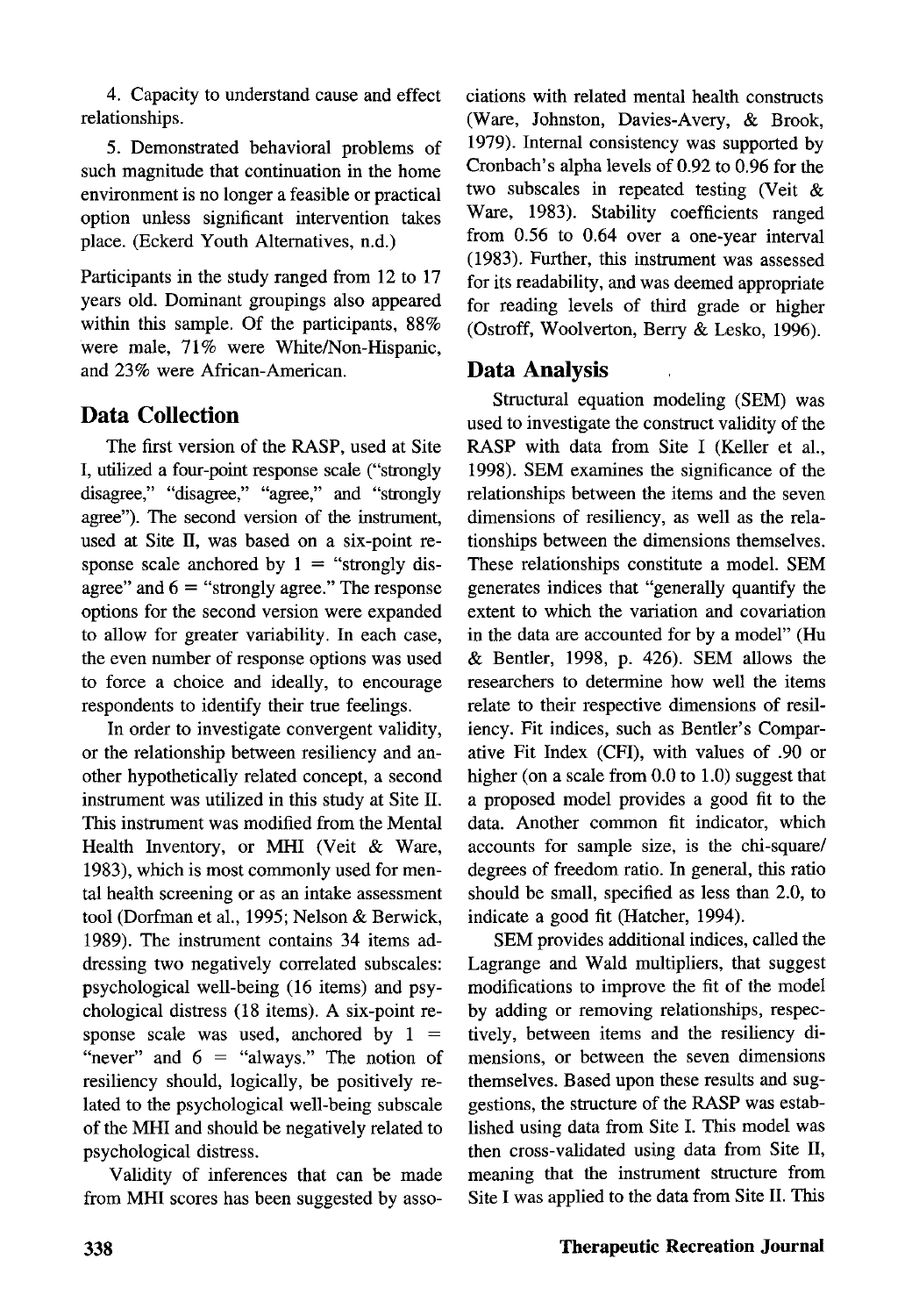4. Capacity to understand cause and effect relationships.

5. Demonstrated behavioral problems of such magnitude that continuation in the home environment is no longer a feasible or practical option unless significant intervention takes place. (Eckerd Youth Alternatives, n.d.)

Participants in the study ranged from 12 to 17 years old. Dominant groupings also appeared within this sample. Of the participants, 88% were male, 71% were White/Non-Hispanic, and 23% were African-American.

## Data Collection

The first version of the RASP, used at Site I, utilized a four-point response scale ("strongly disagree," "disagree," "agree," and "strongly agree"). The second version of the instrument, used at Site II, was based on a six-point response scale anchored by 1 = "strongly disagree" and 6 = "strongly agree." The response options for the second version were expanded to allow for greater variability. In each case, the even number of response options was used to force a choice and ideally, to encourage respondents to identify their true feelings.

In order to investigate convergent validity, or the relationship between resiliency and another hypothetically related concept, a second instrument was utilized in this study at Site II. This instrument was modified from the Mental Health Inventory, or MHI (Veit & Ware, 1983), which is most commonly used for mental health screening or as an intake assessment tool (Dorfman et al., 1995; Nelson & Berwick, 1989). The instrument contains 34 items addressing two negatively correlated subscales: psychological well-being (16 items) and psychological distress (18 items). A six-point response scale was used, anchored by 1 = "never" and 6 = "always." The notion of resiliency should, logically, be positively related to the psychological well-being subscale of the MHI and should be negatively related to psychological distress.

Validity of inferences that can be made from MHI scores has been suggested by associations with related mental health constructs (Ware, Johnston, Davies-Avery, & Brook, 1979). Internal consistency was supported by Cronbach's alpha levels of 0.92 to 0.96 for the two subscales in repeated testing (Veit & Ware, 1983). Stability coefficients ranged from 0.56 to 0.64 over a one-year interval (1983). Further, this instrument was assessed for its readability, and was deemed appropriate for reading levels of third grade or higher (Ostroff, Woolverton, Berry & Lesko, 1996).

## Data Analysis

Structural equation modeling (SEM) was used to investigate the construct validity of the RASP with data from Site I (Keller et al., 1998). SEM examines the significance of the relationships between the items and the seven dimensions of resiliency, as well as the relationships between the dimensions themselves. These relationships constitute a model. SEM generates indices that "generally quantify the extent to which the variation and covariation in the data are accounted for by a model" (Hu & Bentler, 1998, p. 426). SEM allows the researchers to determine how well the items relate to their respective dimensions of resiliency. Fit indices, such as Bentler's Comparative Fit Index (CFI), with values of .90 or higher (on a scale from 0.0 to 1.0) suggest that a proposed model provides a good fit to the data. Another common fit indicator, which accounts for sample size, is the chi-square/degrees of freedom ratio. In general, this ratio should be small, specified as less than 2.0, to indicate a good fit (Hatcher, 1994).

SEM provides additional indices, called the Lagrange and Wald multipliers, that suggest modifications to improve the fit of the model by adding or removing relationships, respectively, between items and the resiliency dimensions, or between the seven dimensions themselves. Based upon these results and suggestions, the structure of the RASP was established using data from Site I. This model was then cross-validated using data from Site II, meaning that the instrument structure from Site I was applied to the data from Site II. This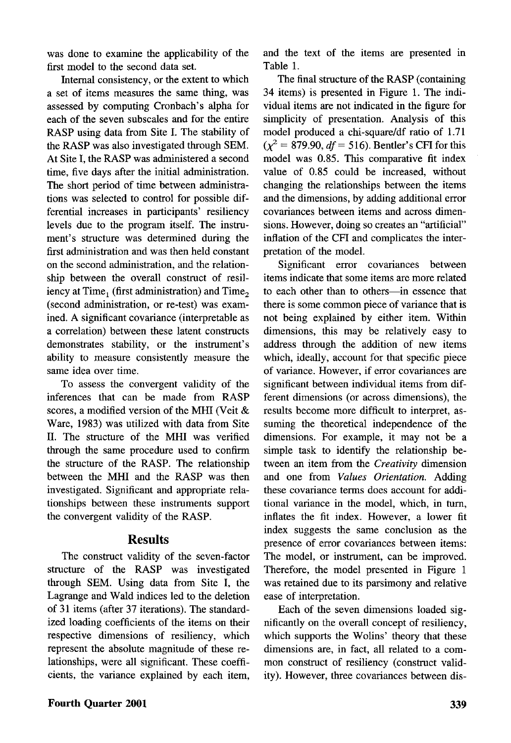was done to examine the applicability of the first model to the second data set.

Internal consistency, or the extent to which a set of items measures the same thing, was assessed by computing Cronbach's alpha for each of the seven subscales and for the entire RASP using data from Site I. The stability of the RASP was also investigated through SEM. At Site I, the RASP was administered a second time, five days after the initial administration. The short period of time between administrations was selected to control for possible differential increases in participants' resiliency levels due to the program itself. The instrument's structure was determined during the first administration and was then held constant on the second administration, and the relationship between the overall construct of resiliency at $\text{Time}_1$ (first administration) and $\text{Time}_2$ (second administration, or re-test) was examined. A significant covariance (interpretable as a correlation) between these latent constructs demonstrates stability, or the instrument's ability to measure consistently measure the same idea over time.

To assess the convergent validity of the inferences that can be made from RASP scores, a modified version of the MHI (Veit & Ware, 1983) was utilized with data from Site II. The structure of the MHI was verified through the same procedure used to confirm the structure of the RASP. The relationship between the MHI and the RASP was then investigated. Significant and appropriate relationships between these instruments support the convergent validity of the RASP.

## Results

The construct validity of the seven-factor structure of the RASP was investigated through SEM. Using data from Site I, the Lagrange and Wald indices led to the deletion of 31 items (after 37 iterations). The standardized loading coefficients of the items on their respective dimensions of resiliency, which represent the absolute magnitude of these relationships, were all significant. These coefficients, the variance explained by each item, and the text of the items are presented in Table 1.

The final structure of the RASP (containing 34 items) is presented in Figure 1. The individual items are not indicated in the figure for simplicity of presentation. Analysis of this model produced a chi-square/df ratio of 1.71 ($\chi^2 = 879.90$, $df = 516$). Bentler's CFI for this model was 0.85. This comparative fit index value of 0.85 could be increased, without changing the relationships between the items and the dimensions, by adding additional error covariances between items and across dimensions. However, doing so creates an "artificial" inflation of the CFI and complicates the interpretation of the model.

Significant error covariances between items indicate that some items are more related to each other than to others—in essence that there is some common piece of variance that is not being explained by either item. Within dimensions, this may be relatively easy to address through the addition of new items which, ideally, account for that specific piece of variance. However, if error covariances are significant between individual items from different dimensions (or across dimensions), the results become more difficult to interpret, assuming the theoretical independence of the dimensions. For example, it may not be a simple task to identify the relationship between an item from the *Creativity* dimension and one from *Values Orientation.* Adding these covariance terms does account for additional variance in the model, which, in turn, inflates the fit index. However, a lower fit index suggests the same conclusion as the presence of error covariances between items: The model, or instrument, can be improved. Therefore, the model presented in Figure 1 was retained due to its parsimony and relative ease of interpretation.

Each of the seven dimensions loaded significantly on the overall concept of resiliency, which supports the Wolins' theory that these dimensions are, in fact, all related to a common construct of resiliency (construct validity). However, three covariances between dis-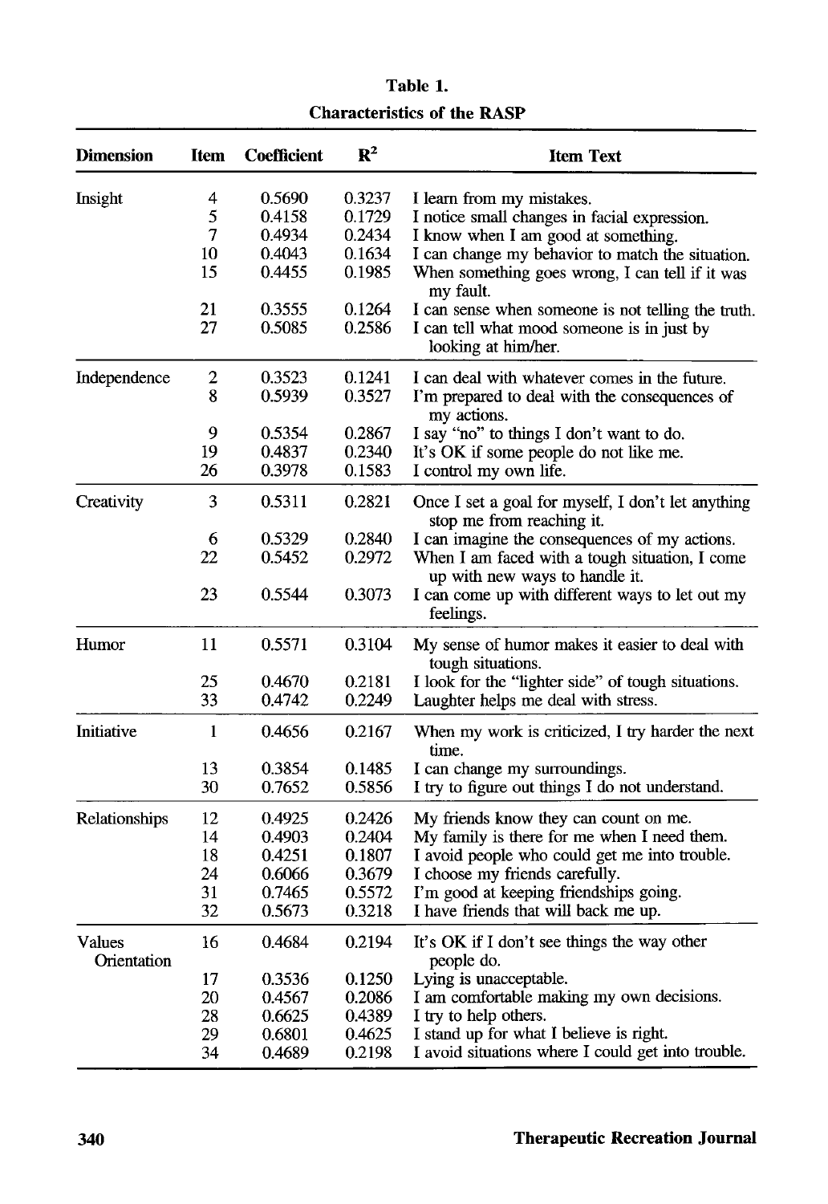**Table 1.**
**Characteristics of the RASP**

| Dimension | Item | Coefficient | $R^2$ | Item Text |
|---|---|---|---|---|
| Insight | 4 | 0.5690 | 0.3237 | I learn from my mistakes. |
| | 5 | 0.4158 | 0.1729 | I notice small changes in facial expression. |
| | 7 | 0.4934 | 0.2434 | I know when I am good at something. |
| | 10 | 0.4043 | 0.1634 | I can change my behavior to match the situation. |
| | 15 | 0.4455 | 0.1985 | When something goes wrong, I can tell if it was my fault. |
| | 21 | 0.3555 | 0.1264 | I can sense when someone is not telling the truth. |
| | 27 | 0.5085 | 0.2586 | I can tell what mood someone is in just by looking at him/her. |
| Independence | 2 | 0.3523 | 0.1241 | I can deal with whatever comes in the future. |
| | 8 | 0.5939 | 0.3527 | I'm prepared to deal with the consequences of my actions. |
| | 9 | 0.5354 | 0.2867 | I say "no" to things I don't want to do. |
| | 19 | 0.4837 | 0.2340 | It's OK if some people do not like me. |
| | 26 | 0.3978 | 0.1583 | I control my own life. |
| Creativity | 3 | 0.5311 | 0.2821 | Once I set a goal for myself, I don't let anything stop me from reaching it. |
| | 6 | 0.5329 | 0.2840 | I can imagine the consequences of my actions. |
| | 22 | 0.5452 | 0.2972 | When I am faced with a tough situation, I come up with new ways to handle it. |
| | 23 | 0.5544 | 0.3073 | I can come up with different ways to let out my feelings. |
| Humor | 11 | 0.5571 | 0.3104 | My sense of humor makes it easier to deal with tough situations. |
| | 25 | 0.4670 | 0.2181 | I look for the "lighter side" of tough situations. |
| | 33 | 0.4742 | 0.2249 | Laughter helps me deal with stress. |
| Initiative | 1 | 0.4656 | 0.2167 | When my work is criticized, I try harder the next time. |
| | 13 | 0.3854 | 0.1485 | I can change my surroundings. |
| | 30 | 0.7652 | 0.5856 | I try to figure out things I do not understand. |
| Relationships | 12 | 0.4925 | 0.2426 | My friends know they can count on me. |
| | 14 | 0.4903 | 0.2404 | My family is there for me when I need them. |
| | 18 | 0.4251 | 0.1807 | I avoid people who could get me into trouble. |
| | 24 | 0.6066 | 0.3679 | I choose my friends carefully. |
| | 31 | 0.7465 | 0.5572 | I'm good at keeping friendships going. |
| | 32 | 0.5673 | 0.3218 | I have friends that will back me up. |
| Values Orientation | 16 | 0.4684 | 0.2194 | It's OK if I don't see things the way other people do. |
| | 17 | 0.3536 | 0.1250 | Lying is unacceptable. |
| | 20 | 0.4567 | 0.2086 | I am comfortable making my own decisions. |
| | 28 | 0.6625 | 0.4389 | I try to help others. |
| | 29 | 0.6801 | 0.4625 | I stand up for what I believe is right. |
| | 34 | 0.4689 | 0.2198 | I avoid situations where I could get into trouble. |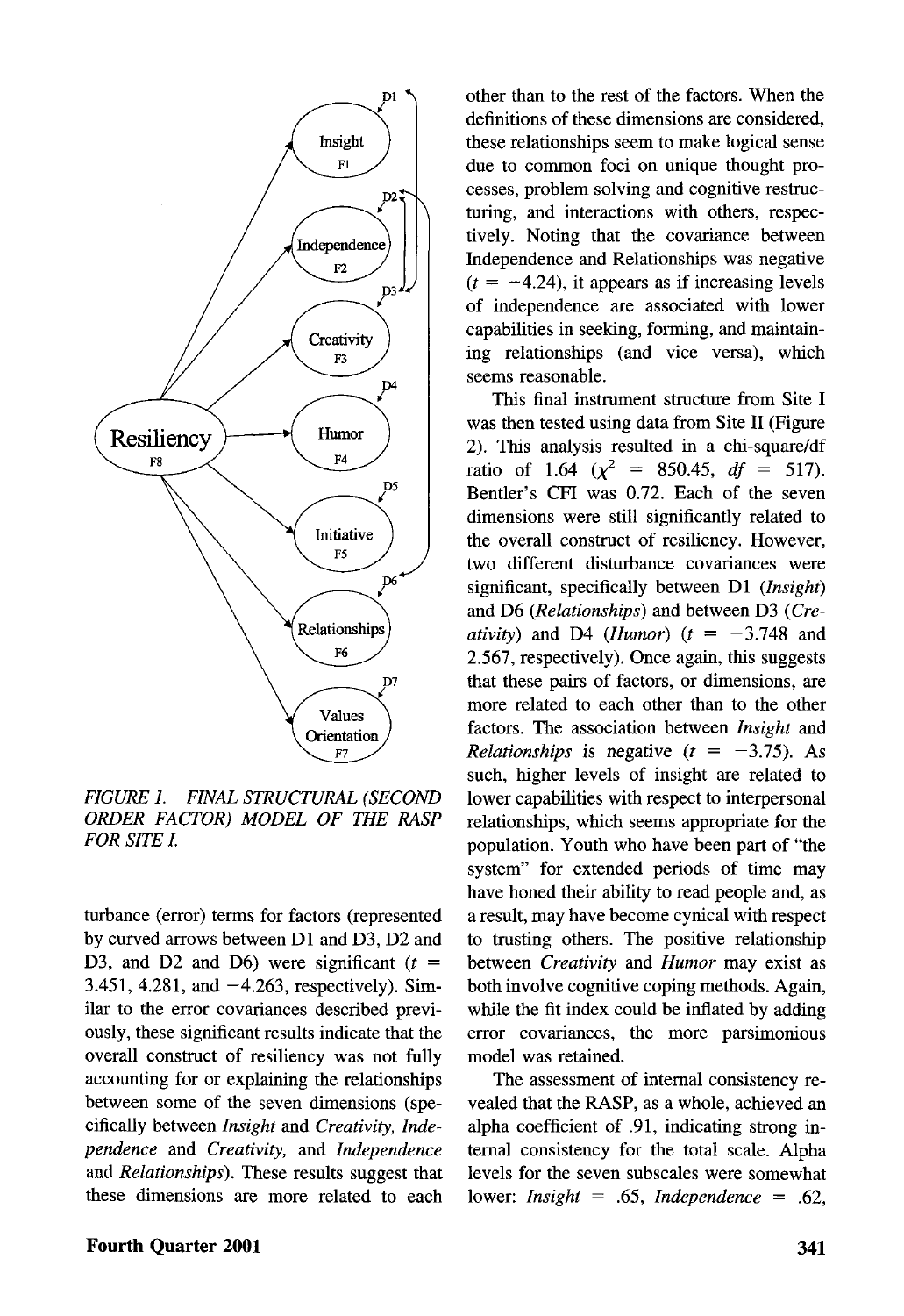FIGURE 1. FINAL STRUCTURAL (SECOND ORDER FACTOR) MODEL OF THE RASP FOR SITE I.

turbance (error) terms for factors (represented by curved arrows between D1 and D3, D2 and D3, and D2 and D6) were significant ($t$ = 3.451, 4.281, and −4.263, respectively). Similar to the error covariances described previously, these significant results indicate that the overall construct of resiliency was not fully accounting for or explaining the relationships between some of the seven dimensions (specifically between *Insight* and *Creativity*, *Independence* and *Creativity*, and *Independence* and *Relationships*). These results suggest that these dimensions are more related to each other than to the rest of the factors. When the definitions of these dimensions are considered, these relationships seem to make logical sense due to common foci on unique thought processes, problem solving and cognitive restructuring, and interactions with others, respectively. Noting that the covariance between Independence and Relationships was negative ($t$ = −4.24), it appears as if increasing levels of independence are associated with lower capabilities in seeking, forming, and maintaining relationships (and vice versa), which seems reasonable.

This final instrument structure from Site I was then tested using data from Site II (Figure 2). This analysis resulted in a chi-square/df ratio of 1.64 ($\chi^2$ = 850.45, $df$ = 517). Bentler's CFI was 0.72. Each of the seven dimensions were still significantly related to the overall construct of resiliency. However, two different disturbance covariances were significant, specifically between D1 (*Insight*) and D6 (*Relationships*) and between D3 (*Creativity*) and D4 (*Humor*) ($t$ = −3.748 and 2.567, respectively). Once again, this suggests that these pairs of factors, or dimensions, are more related to each other than to the other factors. The association between *Insight* and *Relationships* is negative ($t$ = −3.75). As such, higher levels of insight are related to lower capabilities with respect to interpersonal relationships, which seems appropriate for the population. Youth who have been part of "the system" for extended periods of time may have honed their ability to read people and, as a result, may have become cynical with respect to trusting others. The positive relationship between *Creativity* and *Humor* may exist as both involve cognitive coping methods. Again, while the fit index could be inflated by adding error covariances, the more parsimonious model was retained.

The assessment of internal consistency revealed that the RASP, as a whole, achieved an alpha coefficient of .91, indicating strong internal consistency for the total scale. Alpha levels for the seven subscales were somewhat lower: *Insight* = .65, *Independence* = .62,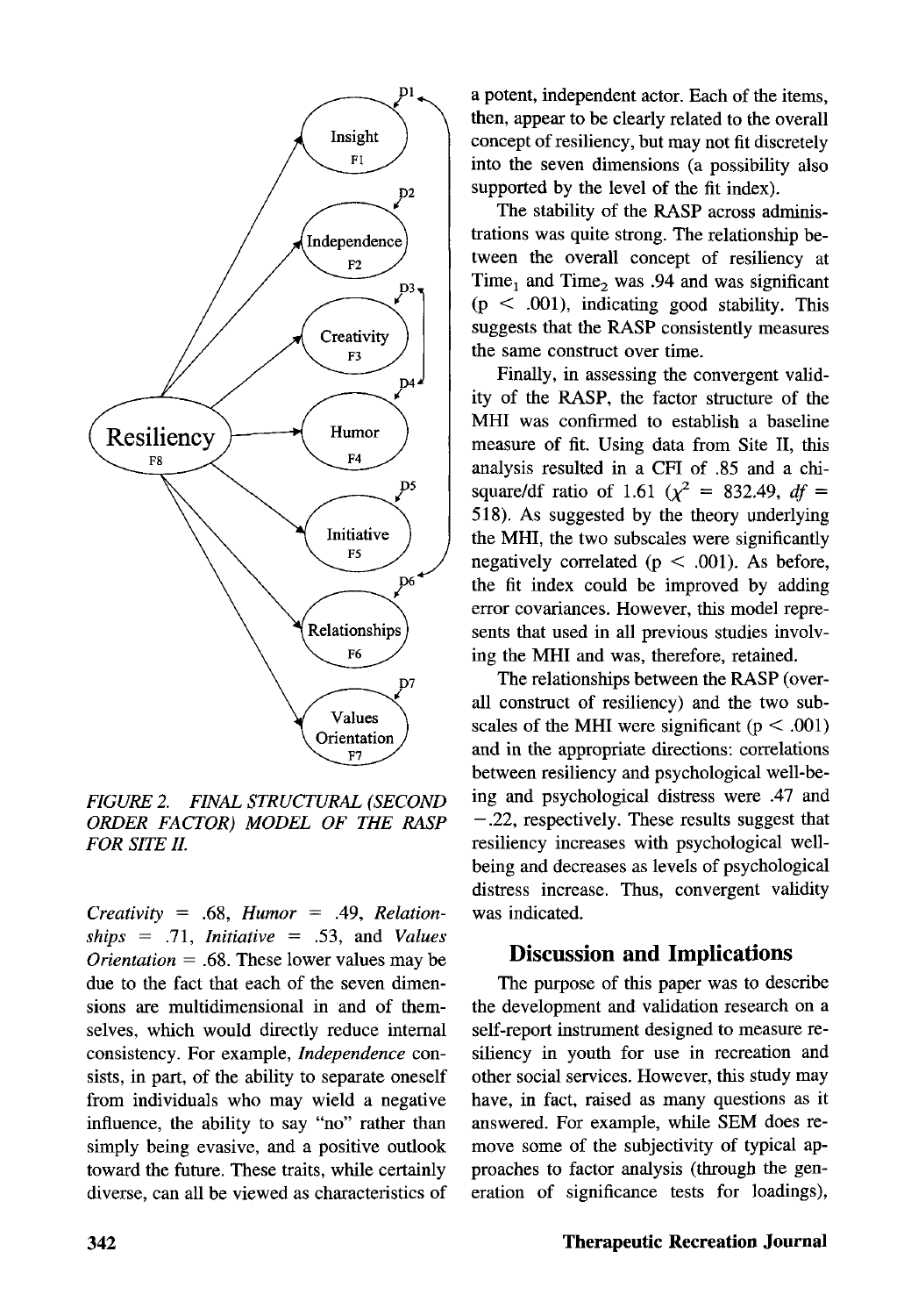FIGURE 2. FINAL STRUCTURAL (SECOND ORDER FACTOR) MODEL OF THE RASP FOR SITE II.

*Creativity* = .68, *Humor* = .49, *Relationships* = .71, *Initiative* = .53, and *Values Orientation* = .68. These lower values may be due to the fact that each of the seven dimensions are multidimensional in and of themselves, which would directly reduce internal consistency. For example, *Independence* consists, in part, of the ability to separate oneself from individuals who may wield a negative influence, the ability to say "no" rather than simply being evasive, and a positive outlook toward the future. These traits, while certainly diverse, can all be viewed as characteristics of a potent, independent actor. Each of the items, then, appear to be clearly related to the overall concept of resiliency, but may not fit discretely into the seven dimensions (a possibility also supported by the level of the fit index).

The stability of the RASP across administrations was quite strong. The relationship between the overall concept of resiliency at $Time_1$ and $Time_2$ was .94 and was significant ($p < .001$), indicating good stability. This suggests that the RASP consistently measures the same construct over time.

Finally, in assessing the convergent validity of the RASP, the factor structure of the MHI was confirmed to establish a baseline measure of fit. Using data from Site II, this analysis resulted in a CFI of .85 and a chi-square/df ratio of 1.61 ($\chi^2 = 832.49$, $df = 518$). As suggested by the theory underlying the MHI, the two subscales were significantly negatively correlated ($p < .001$). As before, the fit index could be improved by adding error covariances. However, this model represents that used in all previous studies involving the MHI and was, therefore, retained.

The relationships between the RASP (overall construct of resiliency) and the two subscales of the MHI were significant ($p < .001$) and in the appropriate directions: correlations between resiliency and psychological well-being and psychological distress were .47 and −.22, respectively. These results suggest that resiliency increases with psychological well-being and decreases as levels of psychological distress increase. Thus, convergent validity was indicated.

## Discussion and Implications

The purpose of this paper was to describe the development and validation research on a self-report instrument designed to measure resiliency in youth for use in recreation and other social services. However, this study may have, in fact, raised as many questions as it answered. For example, while SEM does remove some of the subjectivity of typical approaches to factor analysis (through the generation of significance tests for loadings),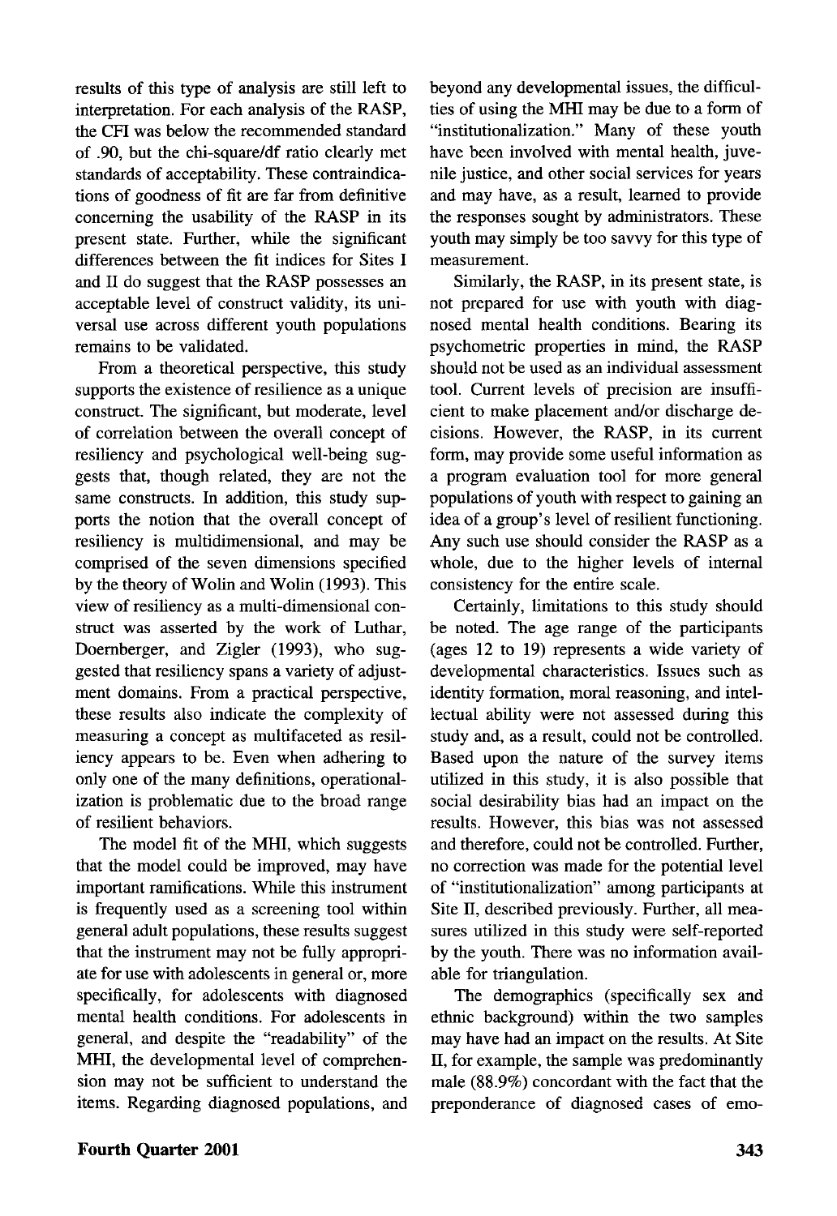results of this type of analysis are still left to interpretation. For each analysis of the RASP, the CFI was below the recommended standard of .90, but the chi-square/df ratio clearly met standards of acceptability. These contraindications of goodness of fit are far from definitive concerning the usability of the RASP in its present state. Further, while the significant differences between the fit indices for Sites I and II do suggest that the RASP possesses an acceptable level of construct validity, its universal use across different youth populations remains to be validated.

From a theoretical perspective, this study supports the existence of resilience as a unique construct. The significant, but moderate, level of correlation between the overall concept of resiliency and psychological well-being suggests that, though related, they are not the same constructs. In addition, this study supports the notion that the overall concept of resiliency is multidimensional, and may be comprised of the seven dimensions specified by the theory of Wolin and Wolin (1993). This view of resiliency as a multi-dimensional construct was asserted by the work of Luthar, Doernberger, and Zigler (1993), who suggested that resiliency spans a variety of adjustment domains. From a practical perspective, these results also indicate the complexity of measuring a concept as multifaceted as resiliency appears to be. Even when adhering to only one of the many definitions, operationalization is problematic due to the broad range of resilient behaviors.

The model fit of the MHI, which suggests that the model could be improved, may have important ramifications. While this instrument is frequently used as a screening tool within general adult populations, these results suggest that the instrument may not be fully appropriate for use with adolescents in general or, more specifically, for adolescents with diagnosed mental health conditions. For adolescents in general, and despite the "readability" of the MHI, the developmental level of comprehension may not be sufficient to understand the items. Regarding diagnosed populations, and beyond any developmental issues, the difficulties of using the MHI may be due to a form of "institutionalization." Many of these youth have been involved with mental health, juvenile justice, and other social services for years and may have, as a result, learned to provide the responses sought by administrators. These youth may simply be too savvy for this type of measurement.

Similarly, the RASP, in its present state, is not prepared for use with youth with diagnosed mental health conditions. Bearing its psychometric properties in mind, the RASP should not be used as an individual assessment tool. Current levels of precision are insufficient to make placement and/or discharge decisions. However, the RASP, in its current form, may provide some useful information as a program evaluation tool for more general populations of youth with respect to gaining an idea of a group's level of resilient functioning. Any such use should consider the RASP as a whole, due to the higher levels of internal consistency for the entire scale.

Certainly, limitations to this study should be noted. The age range of the participants (ages 12 to 19) represents a wide variety of developmental characteristics. Issues such as identity formation, moral reasoning, and intellectual ability were not assessed during this study and, as a result, could not be controlled. Based upon the nature of the survey items utilized in this study, it is also possible that social desirability bias had an impact on the results. However, this bias was not assessed and therefore, could not be controlled. Further, no correction was made for the potential level of "institutionalization" among participants at Site II, described previously. Further, all measures utilized in this study were self-reported by the youth. There was no information available for triangulation.

The demographics (specifically sex and ethnic background) within the two samples may have had an impact on the results. At Site II, for example, the sample was predominantly male (88.9%) concordant with the fact that the preponderance of diagnosed cases of emo-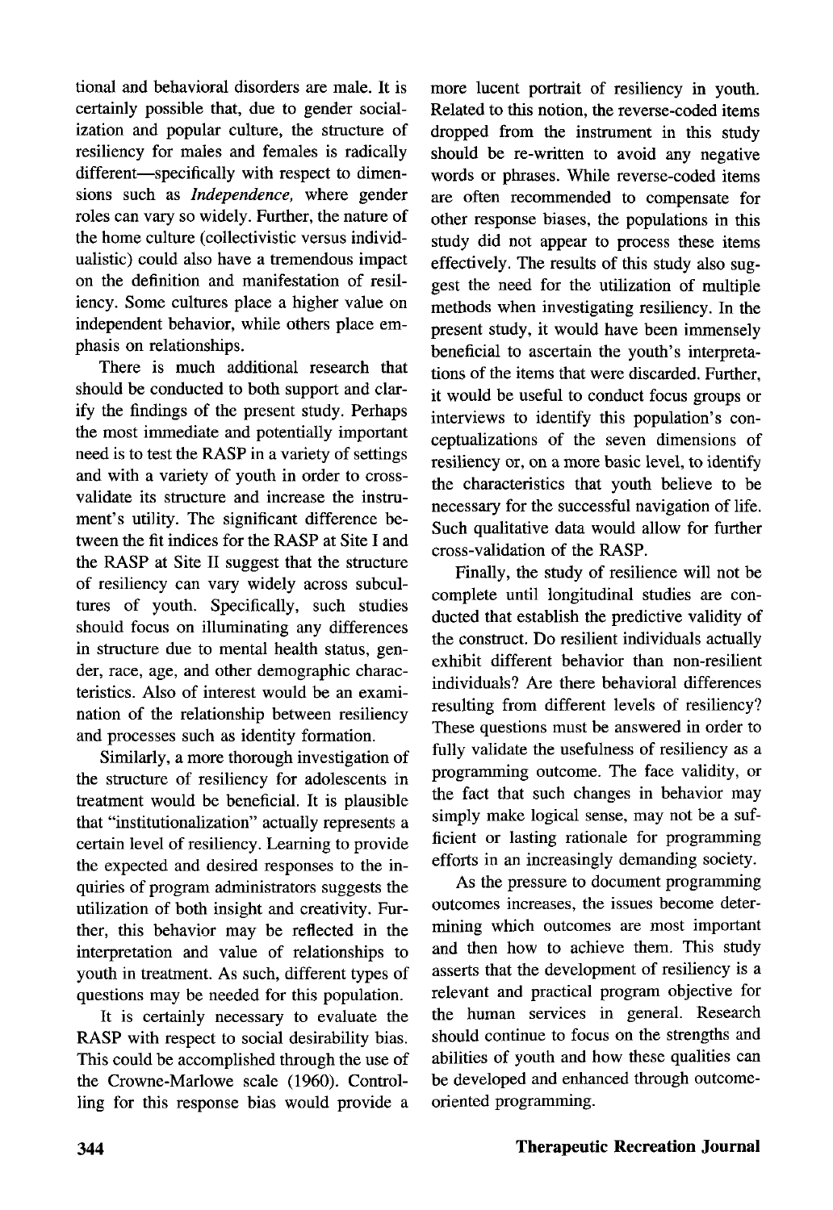tional and behavioral disorders are male. It is certainly possible that, due to gender socialization and popular culture, the structure of resiliency for males and females is radically different—specifically with respect to dimensions such as *Independence,* where gender roles can vary so widely. Further, the nature of the home culture (collectivistic versus individualistic) could also have a tremendous impact on the definition and manifestation of resiliency. Some cultures place a higher value on independent behavior, while others place emphasis on relationships.

There is much additional research that should be conducted to both support and clarify the findings of the present study. Perhaps the most immediate and potentially important need is to test the RASP in a variety of settings and with a variety of youth in order to cross-validate its structure and increase the instrument's utility. The significant difference between the fit indices for the RASP at Site I and the RASP at Site II suggest that the structure of resiliency can vary widely across subcultures of youth. Specifically, such studies should focus on illuminating any differences in structure due to mental health status, gender, race, age, and other demographic characteristics. Also of interest would be an examination of the relationship between resiliency and processes such as identity formation.

Similarly, a more thorough investigation of the structure of resiliency for adolescents in treatment would be beneficial. It is plausible that "institutionalization" actually represents a certain level of resiliency. Learning to provide the expected and desired responses to the inquiries of program administrators suggests the utilization of both insight and creativity. Further, this behavior may be reflected in the interpretation and value of relationships to youth in treatment. As such, different types of questions may be needed for this population.

It is certainly necessary to evaluate the RASP with respect to social desirability bias. This could be accomplished through the use of the Crowne-Marlowe scale (1960). Controlling for this response bias would provide a more lucent portrait of resiliency in youth. Related to this notion, the reverse-coded items dropped from the instrument in this study should be re-written to avoid any negative words or phrases. While reverse-coded items are often recommended to compensate for other response biases, the populations in this study did not appear to process these items effectively. The results of this study also suggest the need for the utilization of multiple methods when investigating resiliency. In the present study, it would have been immensely beneficial to ascertain the youth's interpretations of the items that were discarded. Further, it would be useful to conduct focus groups or interviews to identify this population's conceptualizations of the seven dimensions of resiliency or, on a more basic level, to identify the characteristics that youth believe to be necessary for the successful navigation of life. Such qualitative data would allow for further cross-validation of the RASP.

Finally, the study of resilience will not be complete until longitudinal studies are conducted that establish the predictive validity of the construct. Do resilient individuals actually exhibit different behavior than non-resilient individuals? Are there behavioral differences resulting from different levels of resiliency? These questions must be answered in order to fully validate the usefulness of resiliency as a programming outcome. The face validity, or the fact that such changes in behavior may simply make logical sense, may not be a sufficient or lasting rationale for programming efforts in an increasingly demanding society.

As the pressure to document programming outcomes increases, the issues become determining which outcomes are most important and then how to achieve them. This study asserts that the development of resiliency is a relevant and practical program objective for the human services in general. Research should continue to focus on the strengths and abilities of youth and how these qualities can be developed and enhanced through outcome-oriented programming.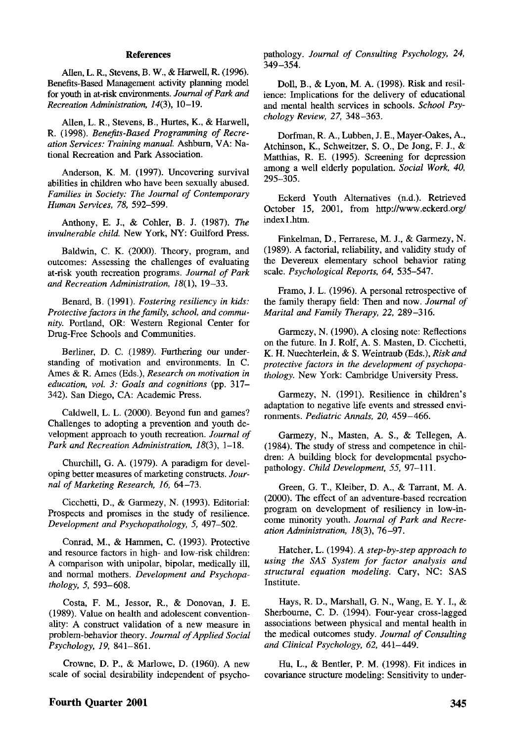## References

Allen, L. R., Stevens, B. W., & Harwell, R. (1996). Benefits-Based Management activity planning model for youth in at-risk environments. *Journal of Park and Recreation Administration, 14*(3), 10–19.

Allen, L. R., Stevens, B., Hurtes, K., & Harwell, R. (1998). *Benefits-Based Programming of Recreation Services: Training manual.* Ashburn, VA: National Recreation and Park Association.

Anderson, K. M. (1997). Uncovering survival abilities in children who have been sexually abused. *Families in Society: The Journal of Contemporary Human Services, 78,* 592–599.

Anthony, E. J., & Cohler, B. J. (1987). *The invulnerable child.* New York, NY: Guilford Press.

Baldwin, C. K. (2000). Theory, program, and outcomes: Assessing the challenges of evaluating at-risk youth recreation programs. *Journal of Park and Recreation Administration, 18*(1), 19–33.

Benard, B. (1991). *Fostering resiliency in kids: Protective factors in the family, school, and community.* Portland, OR: Western Regional Center for Drug-Free Schools and Communities.

Berliner, D. C. (1989). Furthering our understanding of motivation and environments. In C. Ames & R. Ames (Eds.), *Research on motivation in education, vol. 3: Goals and cognitions* (pp. 317–342). San Diego, CA: Academic Press.

Caldwell, L. L. (2000). Beyond fun and games? Challenges to adopting a prevention and youth development approach to youth recreation. *Journal of Park and Recreation Administration, 18*(3), 1–18.

Churchill, G. A. (1979). A paradigm for developing better measures of marketing constructs. *Journal of Marketing Research, 16,* 64–73.

Cicchetti, D., & Garmezy, N. (1993). Editorial: Prospects and promises in the study of resilience. *Development and Psychopathology, 5,* 497–502.

Conrad, M., & Hammen, C. (1993). Protective and resource factors in high- and low-risk children: A comparison with unipolar, bipolar, medically ill, and normal mothers. *Development and Psychopathology, 5,* 593–608.

Costa, F. M., Jessor, R., & Donovan, J. E. (1989). Value on health and adolescent conventionality: A construct validation of a new measure in problem-behavior theory. *Journal of Applied Social Psychology, 19,* 841–861.

Crowne, D. P., & Marlowe, D. (1960). A new scale of social desirability independent of psychopathology. *Journal of Consulting Psychology, 24,* 349–354.

Doll, B., & Lyon, M. A. (1998). Risk and resilience: Implications for the delivery of educational and mental health services in schools. *School Psychology Review, 27,* 348–363.

Dorfman, R. A., Lubben, J. E., Mayer-Oakes, A., Atchinson, K., Schweitzer, S. O., De Jong, F. J., & Matthias, R. E. (1995). Screening for depression among a well elderly population. *Social Work, 40,* 295–305.

Eckerd Youth Alternatives (n.d.). Retrieved October 15, 2001, from http://www.eckerd.org/index1.htm.

Finkelman, D., Ferrarese, M. J., & Garmezy, N. (1989). A factorial, reliability, and validity study of the Devereux elementary school behavior rating scale. *Psychological Reports, 64,* 535–547.

Framo, J. L. (1996). A personal retrospective of the family therapy field: Then and now. *Journal of Marital and Family Therapy, 22,* 289–316.

Garmezy, N. (1990). A closing note: Reflections on the future. In J. Rolf, A. S. Masten, D. Cicchetti, K. H. Nuechterlein, & S. Weintraub (Eds.), *Risk and protective factors in the development of psychopathology.* New York: Cambridge University Press.

Garmezy, N. (1991). Resilience in children's adaptation to negative life events and stressed environments. *Pediatric Annals, 20,* 459–466.

Garmezy, N., Masten, A. S., & Tellegen, A. (1984). The study of stress and competence in children: A building block for developmental psychopathology. *Child Development, 55,* 97–111.

Green, G. T., Kleiber, D. A., & Tarrant, M. A. (2000). The effect of an adventure-based recreation program on development of resiliency in low-income minority youth. *Journal of Park and Recreation Administration, 18*(3), 76–97.

Hatcher, L. (1994). *A step-by-step approach to using the SAS System for factor analysis and structural equation modeling.* Cary, NC: SAS Institute.

Hays, R. D., Marshall, G. N., Wang, E. Y. I., & Sherbourne, C. D. (1994). Four-year cross-lagged associations between physical and mental health in the medical outcomes study. *Journal of Consulting and Clinical Psychology, 62,* 441–449.

Hu, L., & Bentler, P. M. (1998). Fit indices in covariance structure modeling: Sensitivity to under-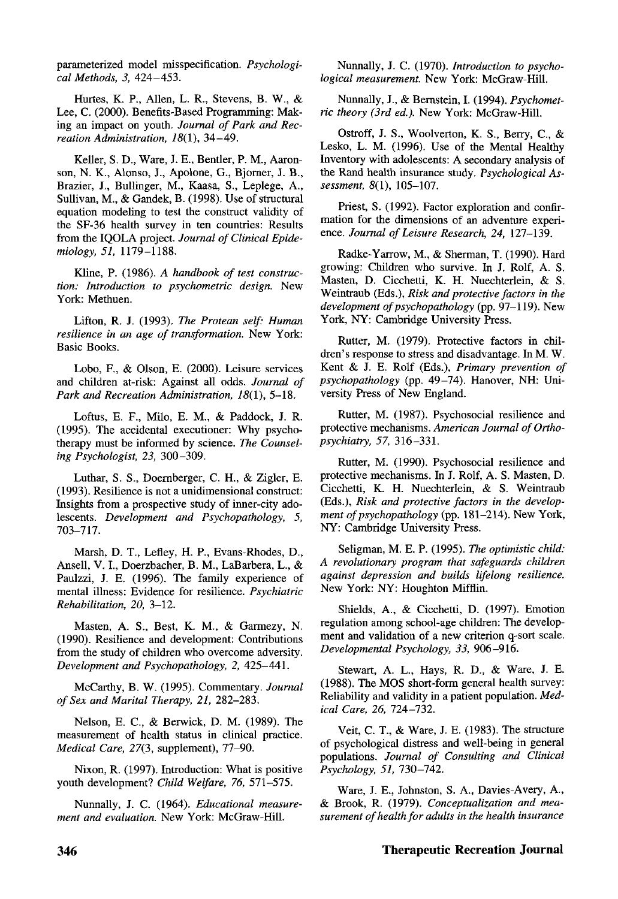parameterized model misspecification. *Psychological Methods, 3,* 424–453.

Hurtes, K. P., Allen, L. R., Stevens, B. W., & Lee, C. (2000). Benefits-Based Programming: Making an impact on youth. *Journal of Park and Recreation Administration, 18*(1), 34–49.

Keller, S. D., Ware, J. E., Bentler, P. M., Aaronson, N. K., Alonso, J., Apolone, G., Bjorner, J. B., Brazier, J., Bullinger, M., Kaasa, S., Leplege, A., Sullivan, M., & Gandek, B. (1998). Use of structural equation modeling to test the construct validity of the SF-36 health survey in ten countries: Results from the IQOLA project. *Journal of Clinical Epidemiology, 51,* 1179–1188.

Kline, P. (1986). *A handbook of test construction: Introduction to psychometric design.* New York: Methuen.

Lifton, R. J. (1993). *The Protean self: Human resilience in an age of transformation.* New York: Basic Books.

Lobo, F., & Olson, E. (2000). Leisure services and children at-risk: Against all odds. *Journal of Park and Recreation Administration, 18*(1), 5–18.

Loftus, E. F., Milo, E. M., & Paddock, J. R. (1995). The accidental executioner: Why psychotherapy must be informed by science. *The Counseling Psychologist, 23,* 300–309.

Luthar, S. S., Doernberger, C. H., & Zigler, E. (1993). Resilience is not a unidimensional construct: Insights from a prospective study of inner-city adolescents. *Development and Psychopathology, 5,* 703–717.

Marsh, D. T., Lefley, H. P., Evans-Rhodes, D., Ansell, V. I., Doerzbacher, B. M., LaBarbera, L., & Paulzzi, J. E. (1996). The family experience of mental illness: Evidence for resilience. *Psychiatric Rehabilitation, 20,* 3–12.

Masten, A. S., Best, K. M., & Garmezy, N. (1990). Resilience and development: Contributions from the study of children who overcome adversity. *Development and Psychopathology, 2,* 425–441.

McCarthy, B. W. (1995). Commentary. *Journal of Sex and Marital Therapy, 21,* 282–283.

Nelson, E. C., & Berwick, D. M. (1989). The measurement of health status in clinical practice. *Medical Care, 27*(3, supplement), 77–90.

Nixon, R. (1997). Introduction: What is positive youth development? *Child Welfare, 76,* 571–575.

Nunnally, J. C. (1964). *Educational measurement and evaluation.* New York: McGraw-Hill.

Nunnally, J. C. (1970). *Introduction to psychological measurement.* New York: McGraw-Hill.

Nunnally, J., & Bernstein, I. (1994). *Psychometric theory (3rd ed.).* New York: McGraw-Hill.

Ostroff, J. S., Woolverton, K. S., Berry, C., & Lesko, L. M. (1996). Use of the Mental Healthy Inventory with adolescents: A secondary analysis of the Rand health insurance study. *Psychological Assessment, 8*(1), 105–107.

Priest, S. (1992). Factor exploration and confirmation for the dimensions of an adventure experience. *Journal of Leisure Research, 24,* 127–139.

Radke-Yarrow, M., & Sherman, T. (1990). Hard growing: Children who survive. In J. Rolf, A. S. Masten, D. Cicchetti, K. H. Nuechterlein, & S. Weintraub (Eds.), *Risk and protective factors in the development of psychopathology* (pp. 97–119). New York, NY: Cambridge University Press.

Rutter, M. (1979). Protective factors in children's response to stress and disadvantage. In M. W. Kent & J. E. Rolf (Eds.), *Primary prevention of psychopathology* (pp. 49–74). Hanover, NH: University Press of New England.

Rutter, M. (1987). Psychosocial resilience and protective mechanisms. *American Journal of Orthopsychiatry, 57,* 316–331.

Rutter, M. (1990). Psychosocial resilience and protective mechanisms. In J. Rolf, A. S. Masten, D. Cicchetti, K. H. Nuechterlein, & S. Weintraub (Eds.), *Risk and protective factors in the development of psychopathology* (pp. 181–214). New York, NY: Cambridge University Press.

Seligman, M. E. P. (1995). *The optimistic child: A revolutionary program that safeguards children against depression and builds lifelong resilience.* New York: NY: Houghton Mifflin.

Shields, A., & Cicchetti, D. (1997). Emotion regulation among school-age children: The development and validation of a new criterion q-sort scale. *Developmental Psychology, 33,* 906–916.

Stewart, A. L., Hays, R. D., & Ware, J. E. (1988). The MOS short-form general health survey: Reliability and validity in a patient population. *Medical Care, 26,* 724–732.

Veit, C. T., & Ware, J. E. (1983). The structure of psychological distress and well-being in general populations. *Journal of Consulting and Clinical Psychology, 51,* 730–742.

Ware, J. E., Johnston, S. A., Davies-Avery, A., & Brook, R. (1979). *Conceptualization and measurement of health for adults in the health insurance*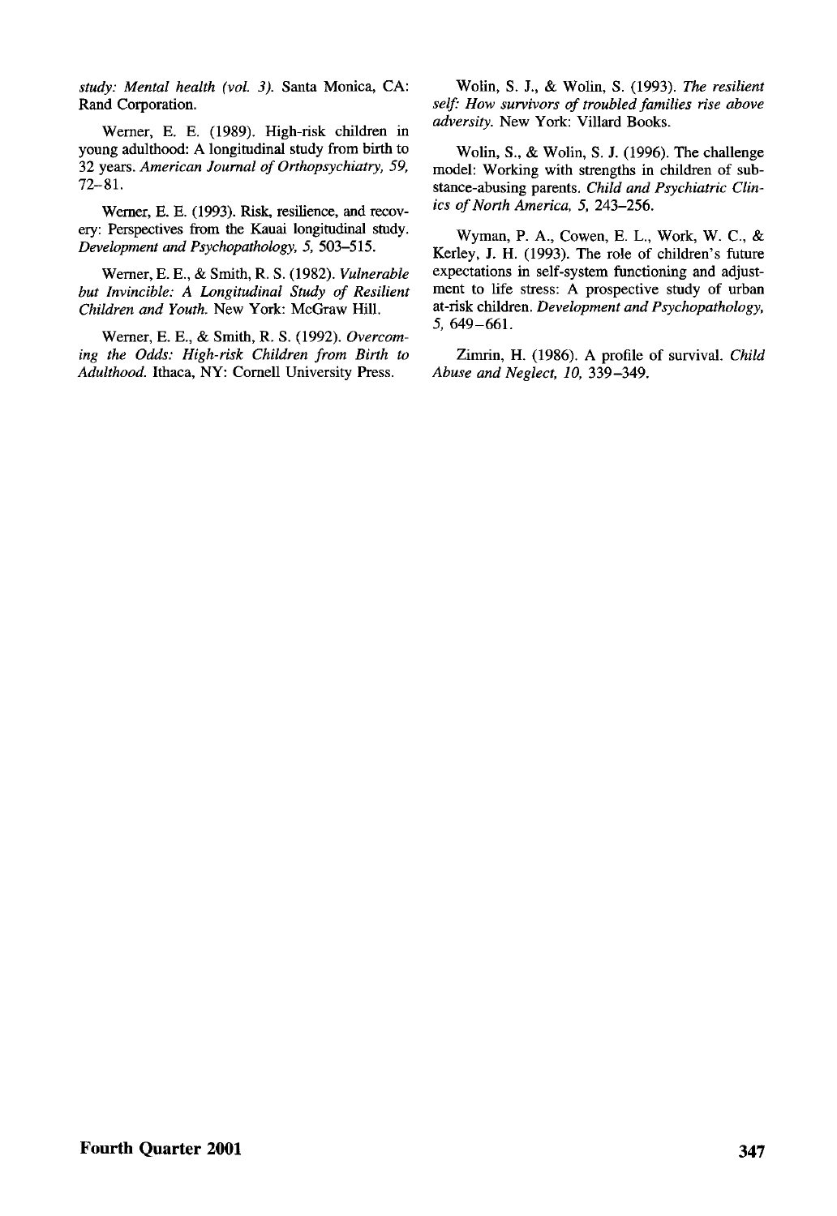*study: Mental health (vol. 3)*. Santa Monica, CA: Rand Corporation.

Werner, E. E. (1989). High-risk children in young adulthood: A longitudinal study from birth to 32 years. *American Journal of Orthopsychiatry, 59,* 72–81.

Werner, E. E. (1993). Risk, resilience, and recovery: Perspectives from the Kauai longitudinal study. *Development and Psychopathology, 5,* 503–515.

Werner, E. E., & Smith, R. S. (1982). *Vulnerable but Invincible: A Longitudinal Study of Resilient Children and Youth.* New York: McGraw Hill.

Werner, E. E., & Smith, R. S. (1992). *Overcoming the Odds: High-risk Children from Birth to Adulthood.* Ithaca, NY: Cornell University Press.

Wolin, S. J., & Wolin, S. (1993). *The resilient self: How survivors of troubled families rise above adversity.* New York: Villard Books.

Wolin, S., & Wolin, S. J. (1996). The challenge model: Working with strengths in children of substance-abusing parents. *Child and Psychiatric Clinics of North America, 5,* 243–256.

Wyman, P. A., Cowen, E. L., Work, W. C., & Kerley, J. H. (1993). The role of children's future expectations in self-system functioning and adjustment to life stress: A prospective study of urban at-risk children. *Development and Psychopathology, 5,* 649–661.

Zimrin, H. (1986). A profile of survival. *Child Abuse and Neglect, 10,* 339–349.